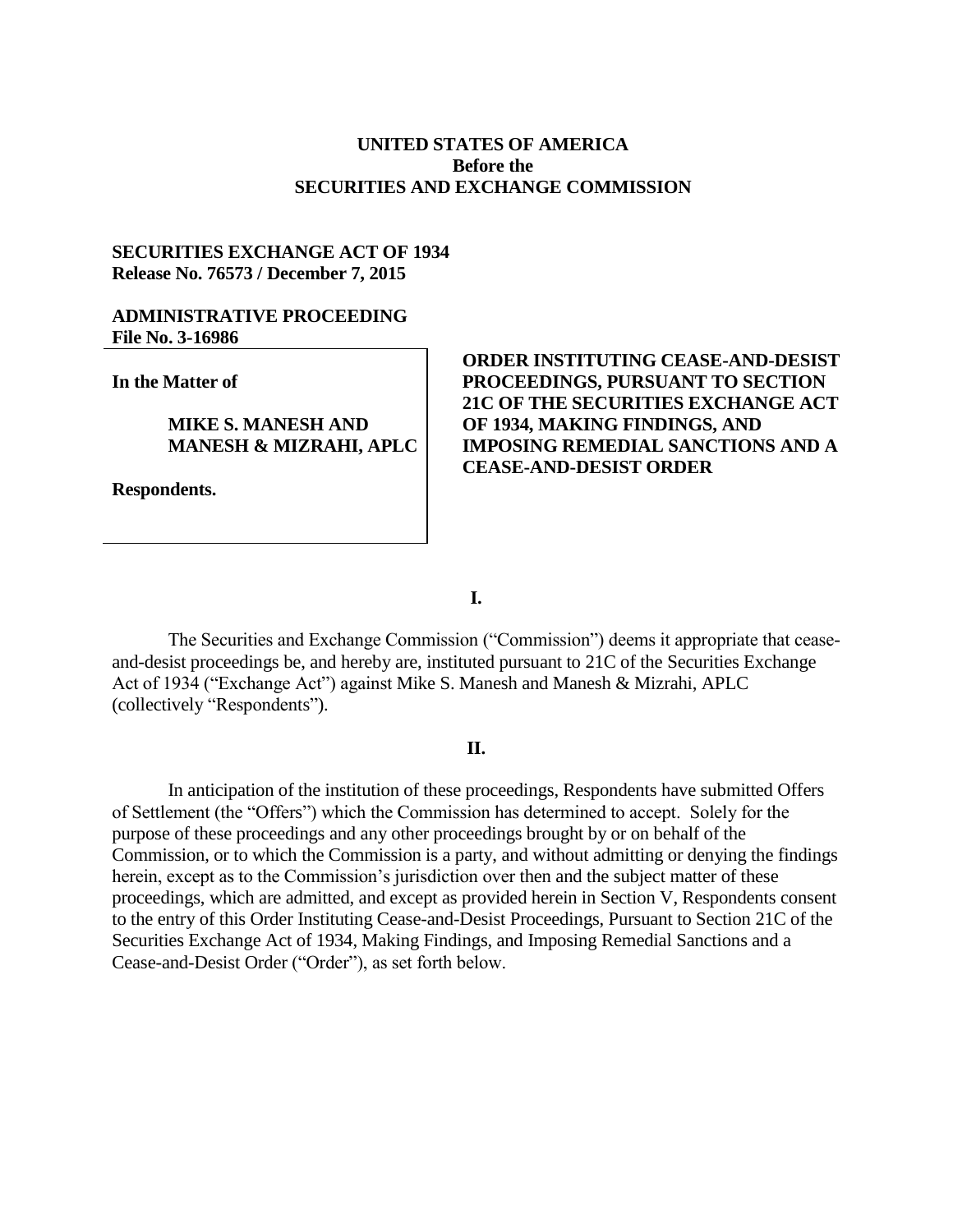**UNITED STATES OF AMERICA**
**Before the**
**SECURITIES AND EXCHANGE COMMISSION**

**SECURITIES EXCHANGE ACT OF 1934**
**Release No. 76573 / December 7, 2015**

**ADMINISTRATIVE PROCEEDING**
**File No. 3-16986**

**In the Matter of**

**MIKE S. MANESH AND MANESH & MIZRAHI, APLC**

**Respondents.**

**ORDER INSTITUTING CEASE-AND-DESIST PROCEEDINGS, PURSUANT TO SECTION 21C OF THE SECURITIES EXCHANGE ACT OF 1934, MAKING FINDINGS, AND IMPOSING REMEDIAL SANCTIONS AND A CEASE-AND-DESIST ORDER**

## I.

The Securities and Exchange Commission ("Commission") deems it appropriate that cease-and-desist proceedings be, and hereby are, instituted pursuant to 21C of the Securities Exchange Act of 1934 ("Exchange Act") against Mike S. Manesh and Manesh & Mizrahi, APLC (collectively "Respondents").

## II.

In anticipation of the institution of these proceedings, Respondents have submitted Offers of Settlement (the "Offers") which the Commission has determined to accept. Solely for the purpose of these proceedings and any other proceedings brought by or on behalf of the Commission, or to which the Commission is a party, and without admitting or denying the findings herein, except as to the Commission's jurisdiction over then and the subject matter of these proceedings, which are admitted, and except as provided herein in Section V, Respondents consent to the entry of this Order Instituting Cease-and-Desist Proceedings, Pursuant to Section 21C of the Securities Exchange Act of 1934, Making Findings, and Imposing Remedial Sanctions and a Cease-and-Desist Order ("Order"), as set forth below.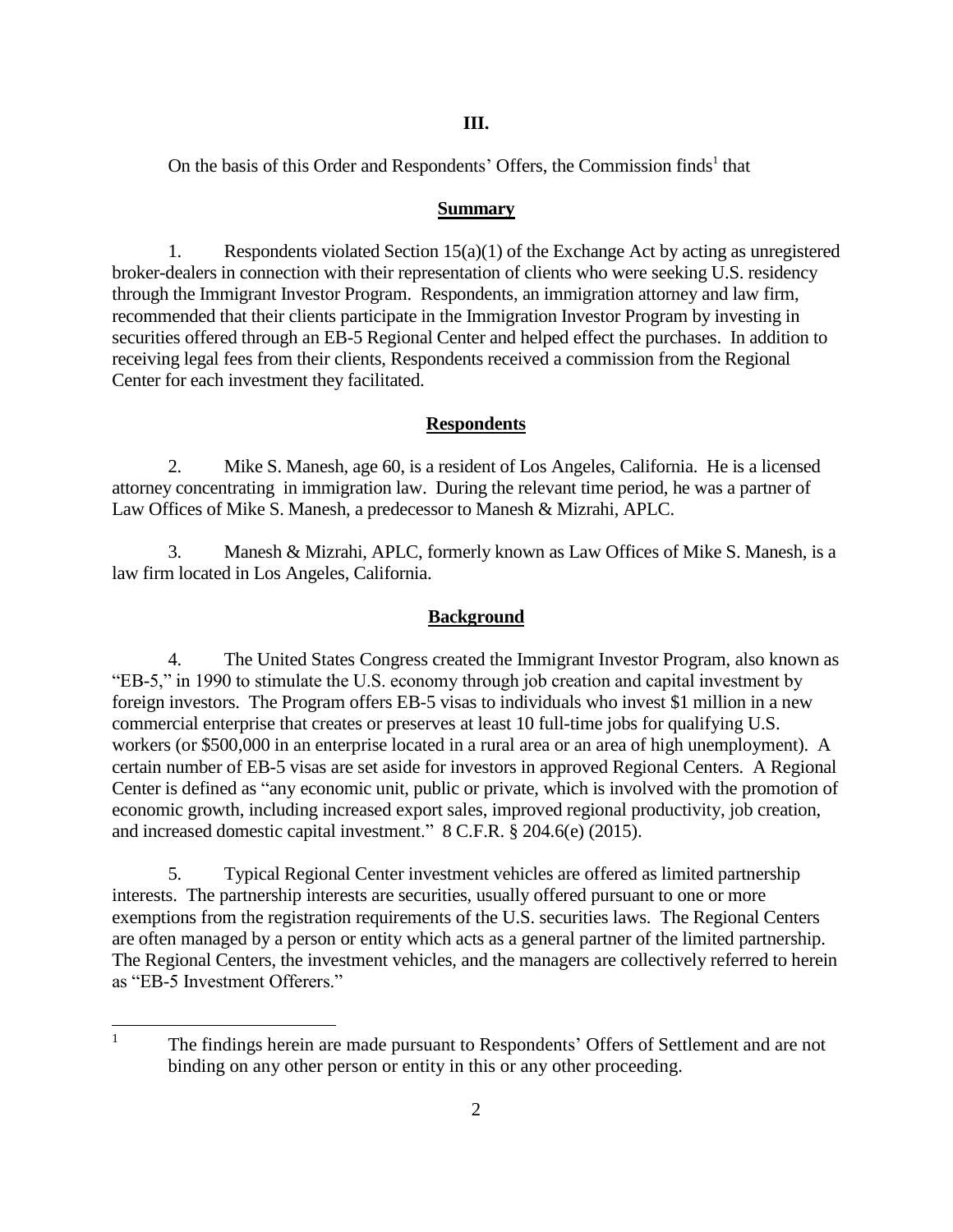## III.

On the basis of this Order and Respondents' Offers, the Commission finds[1] that

### Summary

1. Respondents violated Section 15(a)(1) of the Exchange Act by acting as unregistered broker-dealers in connection with their representation of clients who were seeking U.S. residency through the Immigrant Investor Program. Respondents, an immigration attorney and law firm, recommended that their clients participate in the Immigration Investor Program by investing in securities offered through an EB-5 Regional Center and helped effect the purchases. In addition to receiving legal fees from their clients, Respondents received a commission from the Regional Center for each investment they facilitated.

### Respondents

2. Mike S. Manesh, age 60, is a resident of Los Angeles, California. He is a licensed attorney concentrating in immigration law. During the relevant time period, he was a partner of Law Offices of Mike S. Manesh, a predecessor to Manesh & Mizrahi, APLC.

3. Manesh & Mizrahi, APLC, formerly known as Law Offices of Mike S. Manesh, is a law firm located in Los Angeles, California.

### Background

4. The United States Congress created the Immigrant Investor Program, also known as "EB-5," in 1990 to stimulate the U.S. economy through job creation and capital investment by foreign investors. The Program offers EB-5 visas to individuals who invest $1 million in a new commercial enterprise that creates or preserves at least 10 full-time jobs for qualifying U.S. workers (or $500,000 in an enterprise located in a rural area or an area of high unemployment). A certain number of EB-5 visas are set aside for investors in approved Regional Centers. A Regional Center is defined as "any economic unit, public or private, which is involved with the promotion of economic growth, including increased export sales, improved regional productivity, job creation, and increased domestic capital investment." 8 C.F.R. § 204.6(e) (2015).

5. Typical Regional Center investment vehicles are offered as limited partnership interests. The partnership interests are securities, usually offered pursuant to one or more exemptions from the registration requirements of the U.S. securities laws. The Regional Centers are often managed by a person or entity which acts as a general partner of the limited partnership. The Regional Centers, the investment vehicles, and the managers are collectively referred to herein as "EB-5 Investment Offerers."

---

[1] The findings herein are made pursuant to Respondents' Offers of Settlement and are not binding on any other person or entity in this or any other proceeding.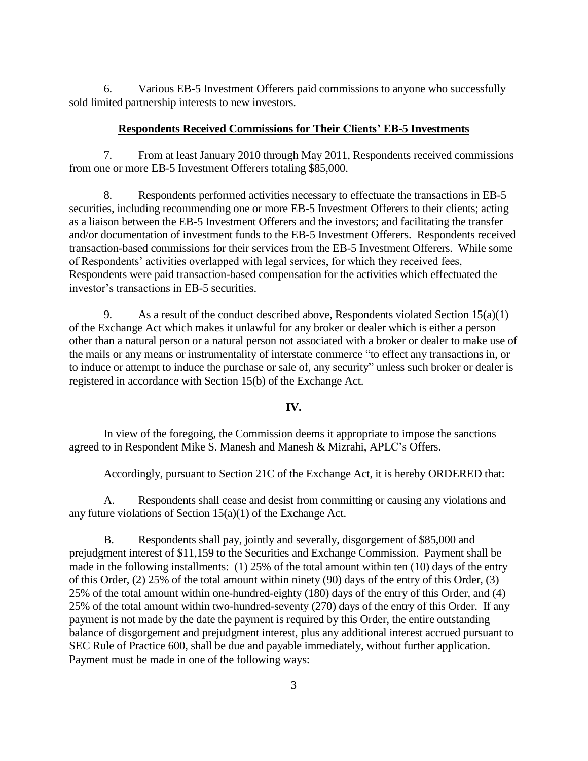6. Various EB-5 Investment Offerers paid commissions to anyone who successfully sold limited partnership interests to new investors.

**Respondents Received Commissions for Their Clients' EB-5 Investments**

7. From at least January 2010 through May 2011, Respondents received commissions from one or more EB-5 Investment Offerers totaling $85,000.

8. Respondents performed activities necessary to effectuate the transactions in EB-5 securities, including recommending one or more EB-5 Investment Offerers to their clients; acting as a liaison between the EB-5 Investment Offerers and the investors; and facilitating the transfer and/or documentation of investment funds to the EB-5 Investment Offerers. Respondents received transaction-based commissions for their services from the EB-5 Investment Offerers. While some of Respondents' activities overlapped with legal services, for which they received fees, Respondents were paid transaction-based compensation for the activities which effectuated the investor's transactions in EB-5 securities.

9. As a result of the conduct described above, Respondents violated Section 15(a)(1) of the Exchange Act which makes it unlawful for any broker or dealer which is either a person other than a natural person or a natural person not associated with a broker or dealer to make use of the mails or any means or instrumentality of interstate commerce "to effect any transactions in, or to induce or attempt to induce the purchase or sale of, any security" unless such broker or dealer is registered in accordance with Section 15(b) of the Exchange Act.

**IV.**

In view of the foregoing, the Commission deems it appropriate to impose the sanctions agreed to in Respondent Mike S. Manesh and Manesh & Mizrahi, APLC's Offers.

Accordingly, pursuant to Section 21C of the Exchange Act, it is hereby ORDERED that:

A. Respondents shall cease and desist from committing or causing any violations and any future violations of Section 15(a)(1) of the Exchange Act.

B. Respondents shall pay, jointly and severally, disgorgement of $85,000 and prejudgment interest of $11,159 to the Securities and Exchange Commission. Payment shall be made in the following installments: (1) 25% of the total amount within ten (10) days of the entry of this Order, (2) 25% of the total amount within ninety (90) days of the entry of this Order, (3) 25% of the total amount within one-hundred-eighty (180) days of the entry of this Order, and (4) 25% of the total amount within two-hundred-seventy (270) days of the entry of this Order. If any payment is not made by the date the payment is required by this Order, the entire outstanding balance of disgorgement and prejudgment interest, plus any additional interest accrued pursuant to SEC Rule of Practice 600, shall be due and payable immediately, without further application. Payment must be made in one of the following ways: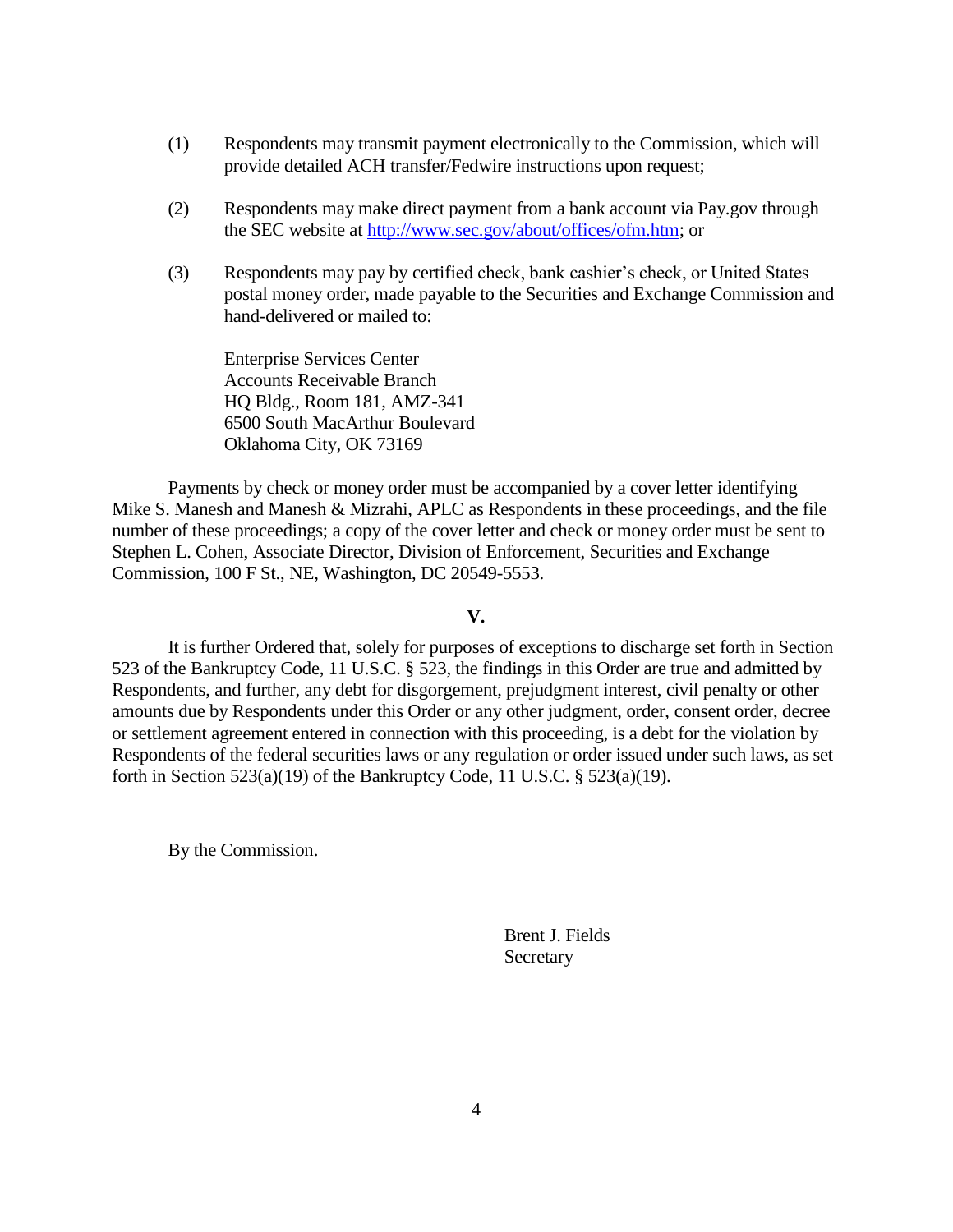(1) Respondents may transmit payment electronically to the Commission, which will provide detailed ACH transfer/Fedwire instructions upon request;

(2) Respondents may make direct payment from a bank account via Pay.gov through the SEC website at [http://www.sec.gov/about/offices/ofm.htm](http://www.sec.gov/about/offices/ofm.htm); or

(3) Respondents may pay by certified check, bank cashier's check, or United States postal money order, made payable to the Securities and Exchange Commission and hand-delivered or mailed to:

Enterprise Services Center
Accounts Receivable Branch
HQ Bldg., Room 181, AMZ-341
6500 South MacArthur Boulevard
Oklahoma City, OK 73169

Payments by check or money order must be accompanied by a cover letter identifying Mike S. Manesh and Manesh & Mizrahi, APLC as Respondents in these proceedings, and the file number of these proceedings; a copy of the cover letter and check or money order must be sent to Stephen L. Cohen, Associate Director, Division of Enforcement, Securities and Exchange Commission, 100 F St., NE, Washington, DC 20549-5553.

## V.

It is further Ordered that, solely for purposes of exceptions to discharge set forth in Section 523 of the Bankruptcy Code, 11 U.S.C. § 523, the findings in this Order are true and admitted by Respondents, and further, any debt for disgorgement, prejudgment interest, civil penalty or other amounts due by Respondents under this Order or any other judgment, order, consent order, decree or settlement agreement entered in connection with this proceeding, is a debt for the violation by Respondents of the federal securities laws or any regulation or order issued under such laws, as set forth in Section 523(a)(19) of the Bankruptcy Code, 11 U.S.C. § 523(a)(19).

By the Commission.

Brent J. Fields
Secretary